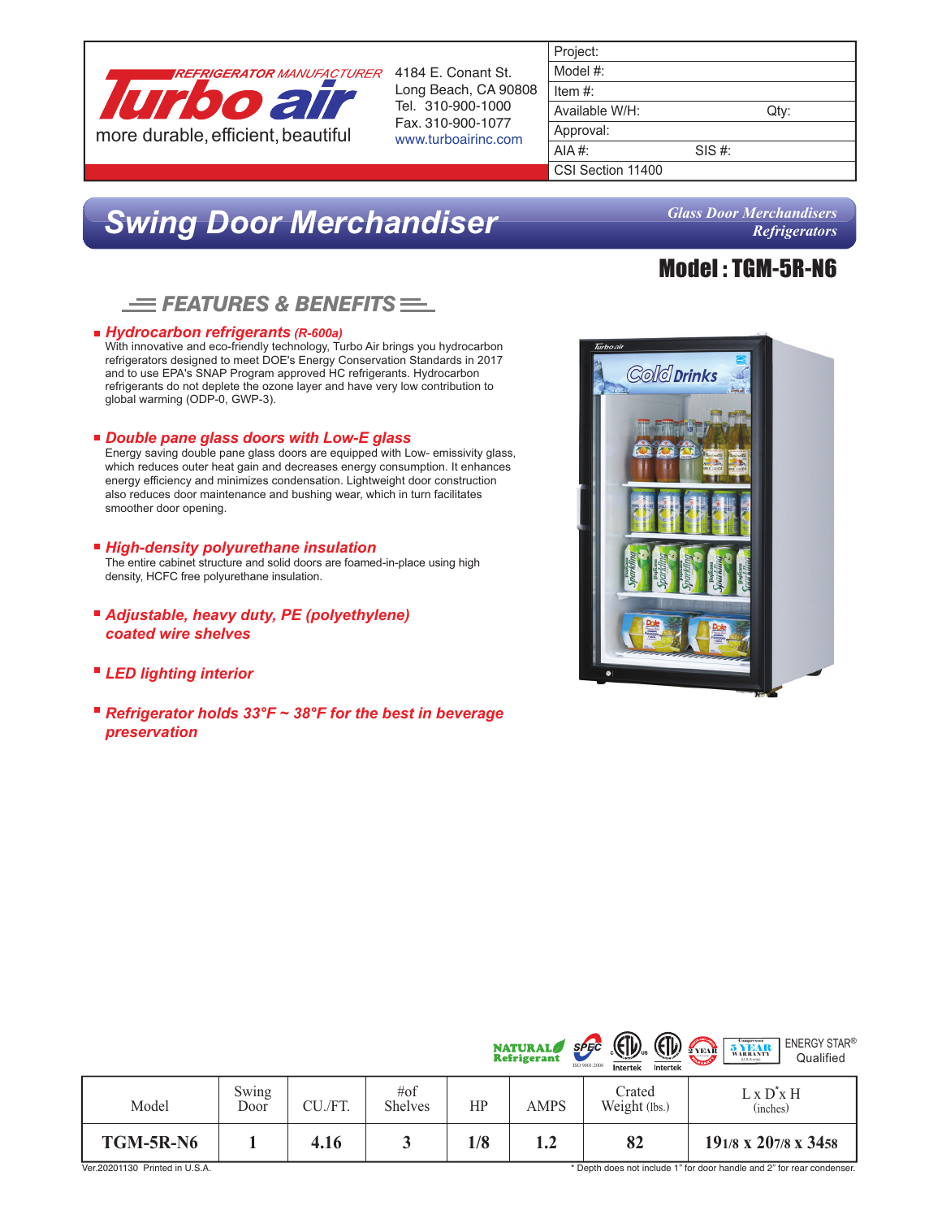REFRIGERATOR MANUFACTURER **Turbo air**
more durable, efficient, beautiful

4184 E. Conant St.
Long Beach, CA 90808
Tel. 310-900-1000
Fax. 310-900-1077
www.turboairinc.com

| Project: | |
|---|---|
| Model #: | |
| Item #: | |
| Available W/H: | Qty: |
| Approval: | |
| AIA #: | SIS #: |
| CSI Section 11400 | |

# Swing Door Merchandiser

*Glass Door Merchandisers*
*Refrigerators*

## Model : TGM-5R-N6

## FEATURES & BENEFITS

- ***Hydrocarbon refrigerants** (R-600a)*
  With innovative and eco-friendly technology, Turbo Air brings you hydrocarbon refrigerators designed to meet DOE's Energy Conservation Standards in 2017 and to use EPA's SNAP Program approved HC refrigerants. Hydrocarbon refrigerants do not deplete the ozone layer and have very low contribution to global warming (ODP-0, GWP-3).

- ***Double pane glass doors with Low-E glass***
  Energy saving double pane glass doors are equipped with Low- emissivity glass, which reduces outer heat gain and decreases energy consumption. It enhances energy efficiency and minimizes condensation. Lightweight door construction also reduces door maintenance and bushing wear, which in turn facilitates smoother door opening.

- ***High-density polyurethane insulation***
  The entire cabinet structure and solid doors are foamed-in-place using high density, HCFC free polyurethane insulation.

- ***Adjustable, heavy duty, PE (polyethylene) coated wire shelves***

- ***LED lighting interior***

- ***Refrigerator holds 33°F ~ 38°F for the best in beverage preservation***

NATURAL Refrigerant | SPEC ISO 9001:2008 | Intertek | Intertek | 2 YEAR WARRANTY | Compressor 5 YEAR WARRANTY | ENERGY STAR® Qualified

| Model | Swing Door | CU./FT. | #of Shelves | HP | AMPS | Crated Weight (lbs.) | L x D* x H (inches) |
|---|---|---|---|---|---|---|---|
| **TGM-5R-N6** | **1** | **4.16** | **3** | **1/8** | **1.2** | **82** | **19 1/8 x 20 7/8 x 34 5/8** |

Ver.20201130 Printed in U.S.A.

\* Depth does not include 1" for door handle and 2" for rear condenser.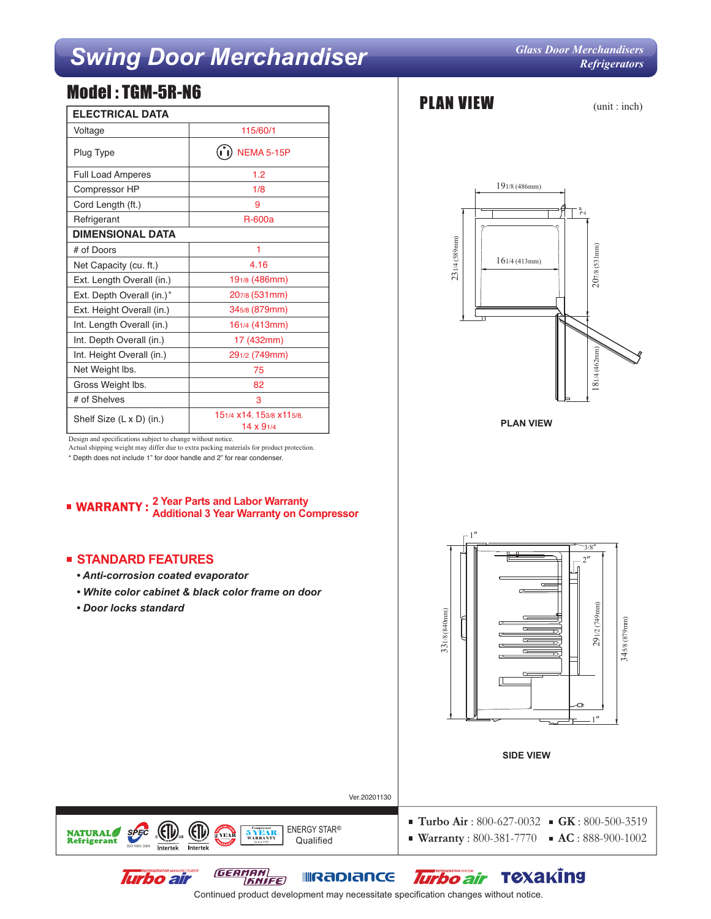# Swing Door Merchandiser

Glass Door Merchandisers
Refrigerators

## Model : TGM-5R-N6

| ELECTRICAL DATA | |
|---|---|
| Voltage | 115/60/1 |
| Plug Type | NEMA 5-15P |
| Full Load Amperes | 1.2 |
| Compressor HP | 1/8 |
| Cord Length (ft.) | 9 |
| Refrigerant | R-600a |
| **DIMENSIONAL DATA** | |
| # of Doors | 1 |
| Net Capacity (cu. ft.) | 4.16 |
| Ext. Length Overall (in.) | 19 1/8 (486mm) |
| Ext. Depth Overall (in.)* | 20 7/8 (531mm) |
| Ext. Height Overall (in.) | 34 5/8 (879mm) |
| Int. Length Overall (in.) | 16 1/4 (413mm) |
| Int. Depth Overall (in.) | 17 (432mm) |
| Int. Height Overall (in.) | 29 1/2 (749mm) |
| Net Weight lbs. | 75 |
| Gross Weight lbs. | 82 |
| # of Shelves | 3 |
| Shelf Size (L x D) (in.) | 15 1/4 x14, 15 3/8 x11 5/8, 14 x 9 1/4 |

Design and specifications subject to change without notice.
Actual shipping weight may differ due to extra packing materials for product protection.
* Depth does not include 1" for door handle and 2" for rear condenser.

**WARRANTY :** 2 Year Parts and Labor Warranty
Additional 3 Year Warranty on Compressor

**STANDARD FEATURES**

- *Anti-corrosion coated evaporator*
- *White color cabinet & black color frame on door*
- *Door locks standard*

## PLAN VIEW

(unit : inch)

19 1/8 (486mm)
2"
23 1/4 (589mm)
16 1/4 (413mm)
20 7/8 (531mm)
18 1/4 (462mm)

PLAN VIEW

1"
3/8"
2"
33 1/8 (840mm)
29 1/2 (749mm)
34 5/8 (879mm)
1"

SIDE VIEW

Ver.20201130

ENERGY STAR® Qualified

- **Turbo Air** : 800-627-0032
- **GK** : 800-500-3519
- **Warranty** : 800-381-7770
- **AC** : 888-900-1002

Continued product development may necessitate specification changes without notice.